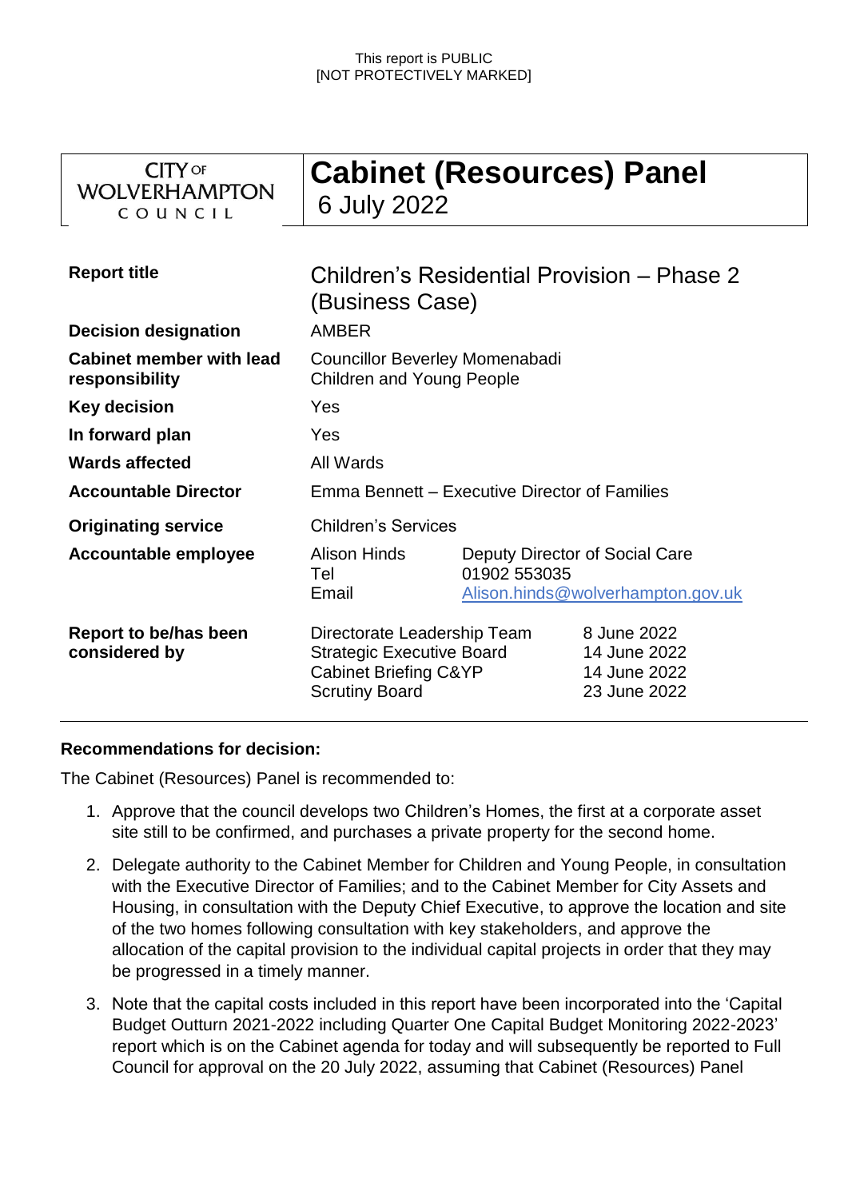This report is PUBLIC
[NOT PROTECTIVELY MARKED]

| CITY OF WOLVERHAMPTON COUNCIL | **Cabinet (Resources) Panel** 6 July 2022 |
|---|---|

| | | |
|---|---|---|
| **Report title** | Children's Residential Provision – Phase 2 (Business Case) | |
| **Decision designation** | AMBER | |
| **Cabinet member with lead responsibility** | Councillor Beverley Momenabadi Children and Young People | |
| **Key decision** | Yes | |
| **In forward plan** | Yes | |
| **Wards affected** | All Wards | |
| **Accountable Director** | Emma Bennett – Executive Director of Families | |
| **Originating service** | Children's Services | |
| **Accountable employee** | Alison Hinds<br>Tel<br>Email | Deputy Director of Social Care<br>01902 553035<br>Alison.hinds@wolverhampton.gov.uk |
| **Report to be/has been considered by** | Directorate Leadership Team<br>Strategic Executive Board<br>Cabinet Briefing C&YP<br>Scrutiny Board | 8 June 2022<br>14 June 2022<br>14 June 2022<br>23 June 2022 |

**Recommendations for decision:**

The Cabinet (Resources) Panel is recommended to:

1. Approve that the council develops two Children's Homes, the first at a corporate asset site still to be confirmed, and purchases a private property for the second home.
2. Delegate authority to the Cabinet Member for Children and Young People, in consultation with the Executive Director of Families; and to the Cabinet Member for City Assets and Housing, in consultation with the Deputy Chief Executive, to approve the location and site of the two homes following consultation with key stakeholders, and approve the allocation of the capital provision to the individual capital projects in order that they may be progressed in a timely manner.
3. Note that the capital costs included in this report have been incorporated into the 'Capital Budget Outturn 2021-2022 including Quarter One Capital Budget Monitoring 2022-2023' report which is on the Cabinet agenda for today and will subsequently be reported to Full Council for approval on the 20 July 2022, assuming that Cabinet (Resources) Panel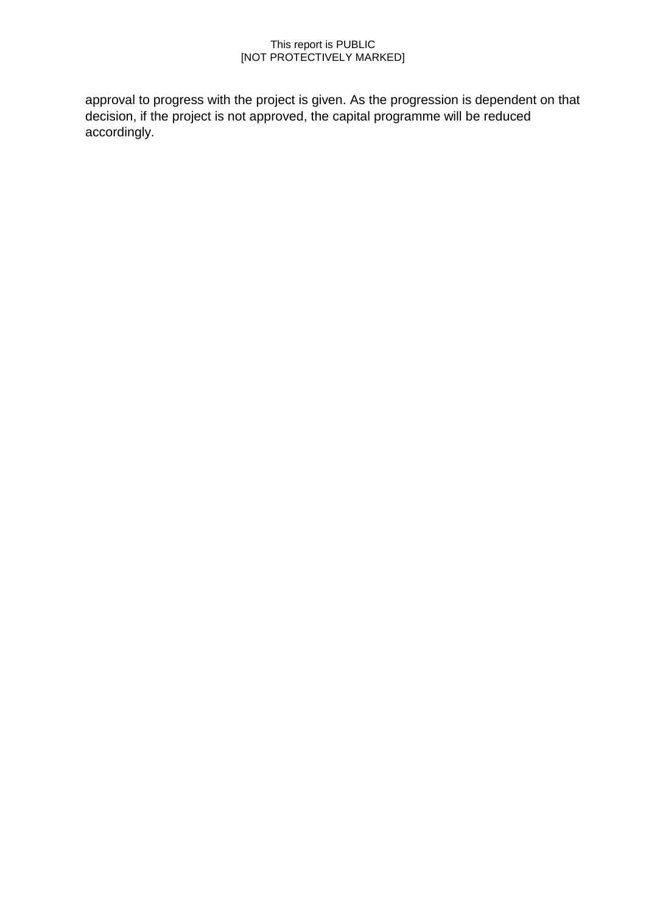approval to progress with the project is given. As the progression is dependent on that decision, if the project is not approved, the capital programme will be reduced accordingly.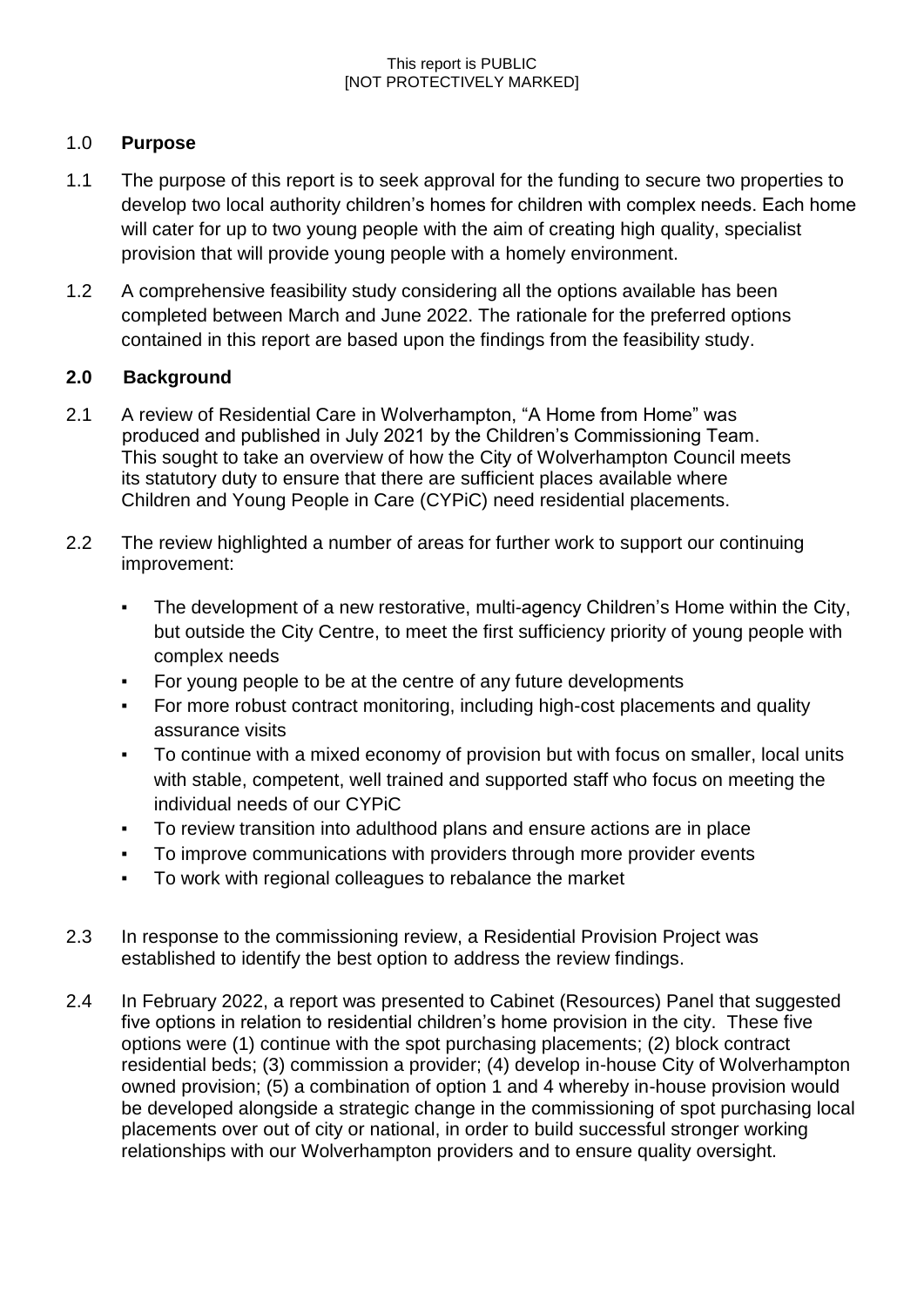## 1.0 Purpose

1.1 The purpose of this report is to seek approval for the funding to secure two properties to develop two local authority children's homes for children with complex needs. Each home will cater for up to two young people with the aim of creating high quality, specialist provision that will provide young people with a homely environment.

1.2 A comprehensive feasibility study considering all the options available has been completed between March and June 2022. The rationale for the preferred options contained in this report are based upon the findings from the feasibility study.

## 2.0 Background

2.1 A review of Residential Care in Wolverhampton, "A Home from Home" was produced and published in July 2021 by the Children's Commissioning Team. This sought to take an overview of how the City of Wolverhampton Council meets its statutory duty to ensure that there are sufficient places available where Children and Young People in Care (CYPiC) need residential placements.

2.2 The review highlighted a number of areas for further work to support our continuing improvement:

- The development of a new restorative, multi-agency Children's Home within the City, but outside the City Centre, to meet the first sufficiency priority of young people with complex needs
- For young people to be at the centre of any future developments
- For more robust contract monitoring, including high-cost placements and quality assurance visits
- To continue with a mixed economy of provision but with focus on smaller, local units with stable, competent, well trained and supported staff who focus on meeting the individual needs of our CYPiC
- To review transition into adulthood plans and ensure actions are in place
- To improve communications with providers through more provider events
- To work with regional colleagues to rebalance the market

2.3 In response to the commissioning review, a Residential Provision Project was established to identify the best option to address the review findings.

2.4 In February 2022, a report was presented to Cabinet (Resources) Panel that suggested five options in relation to residential children's home provision in the city. These five options were (1) continue with the spot purchasing placements; (2) block contract residential beds; (3) commission a provider; (4) develop in-house City of Wolverhampton owned provision; (5) a combination of option 1 and 4 whereby in-house provision would be developed alongside a strategic change in the commissioning of spot purchasing local placements over out of city or national, in order to build successful stronger working relationships with our Wolverhampton providers and to ensure quality oversight.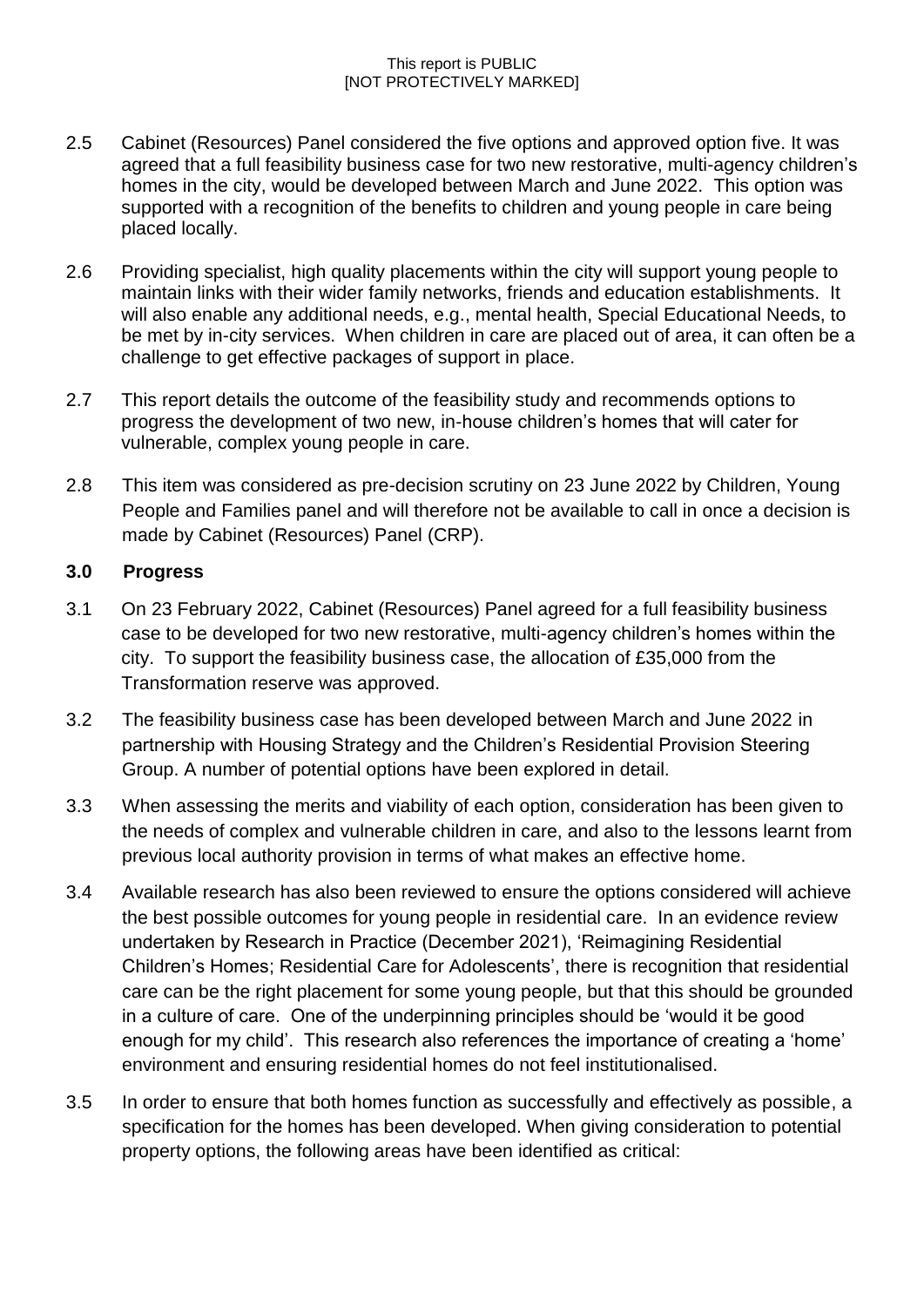2.5 Cabinet (Resources) Panel considered the five options and approved option five. It was agreed that a full feasibility business case for two new restorative, multi-agency children's homes in the city, would be developed between March and June 2022. This option was supported with a recognition of the benefits to children and young people in care being placed locally.

2.6 Providing specialist, high quality placements within the city will support young people to maintain links with their wider family networks, friends and education establishments. It will also enable any additional needs, e.g., mental health, Special Educational Needs, to be met by in-city services. When children in care are placed out of area, it can often be a challenge to get effective packages of support in place.

2.7 This report details the outcome of the feasibility study and recommends options to progress the development of two new, in-house children's homes that will cater for vulnerable, complex young people in care.

2.8 This item was considered as pre-decision scrutiny on 23 June 2022 by Children, Young People and Families panel and will therefore not be available to call in once a decision is made by Cabinet (Resources) Panel (CRP).

## 3.0 Progress

3.1 On 23 February 2022, Cabinet (Resources) Panel agreed for a full feasibility business case to be developed for two new restorative, multi-agency children's homes within the city. To support the feasibility business case, the allocation of £35,000 from the Transformation reserve was approved.

3.2 The feasibility business case has been developed between March and June 2022 in partnership with Housing Strategy and the Children's Residential Provision Steering Group. A number of potential options have been explored in detail.

3.3 When assessing the merits and viability of each option, consideration has been given to the needs of complex and vulnerable children in care, and also to the lessons learnt from previous local authority provision in terms of what makes an effective home.

3.4 Available research has also been reviewed to ensure the options considered will achieve the best possible outcomes for young people in residential care. In an evidence review undertaken by Research in Practice (December 2021), 'Reimagining Residential Children's Homes; Residential Care for Adolescents', there is recognition that residential care can be the right placement for some young people, but that this should be grounded in a culture of care. One of the underpinning principles should be 'would it be good enough for my child'. This research also references the importance of creating a 'home' environment and ensuring residential homes do not feel institutionalised.

3.5 In order to ensure that both homes function as successfully and effectively as possible, a specification for the homes has been developed. When giving consideration to potential property options, the following areas have been identified as critical: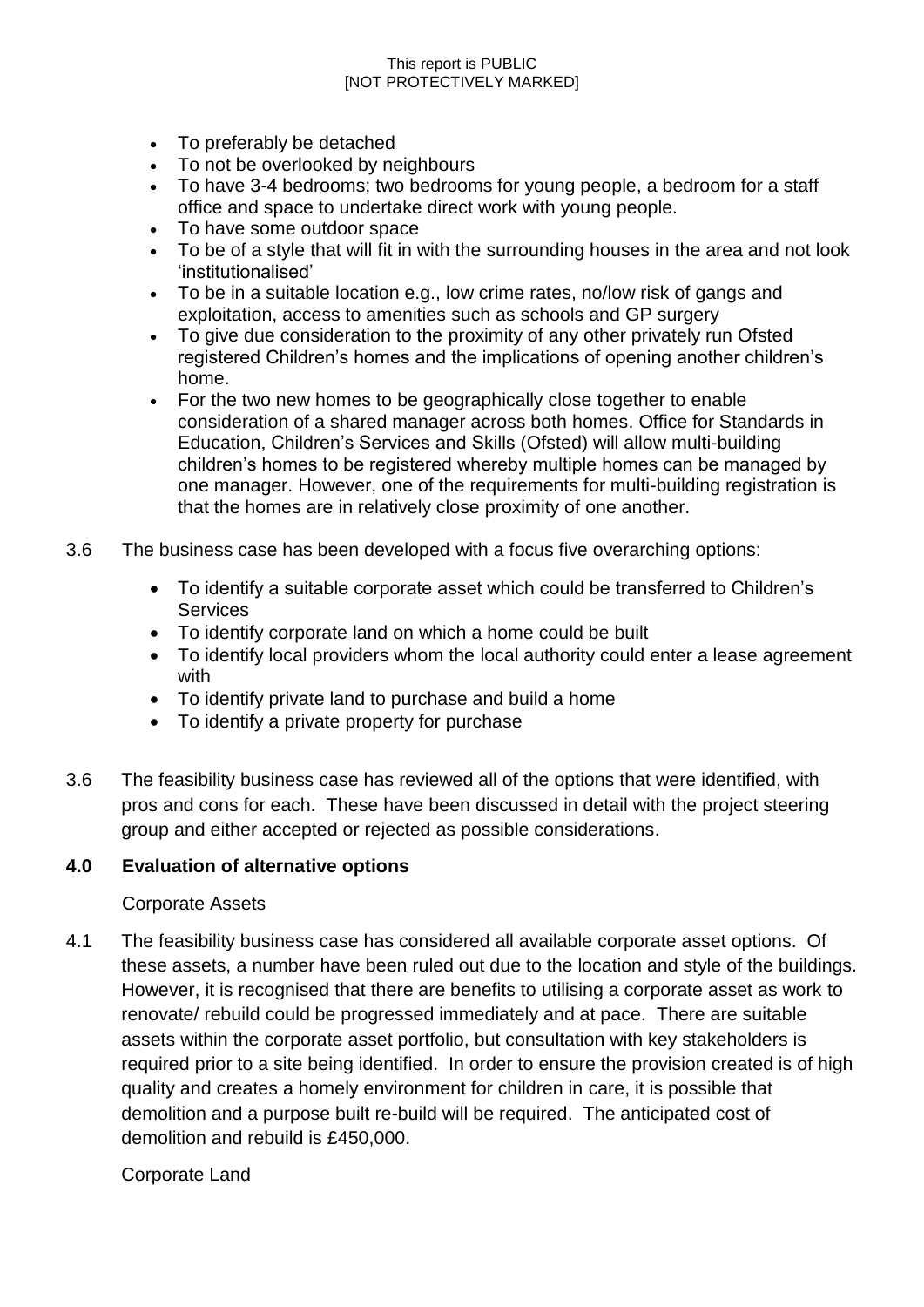- To preferably be detached
- To not be overlooked by neighbours
- To have 3-4 bedrooms; two bedrooms for young people, a bedroom for a staff office and space to undertake direct work with young people.
- To have some outdoor space
- To be of a style that will fit in with the surrounding houses in the area and not look 'institutionalised'
- To be in a suitable location e.g., low crime rates, no/low risk of gangs and exploitation, access to amenities such as schools and GP surgery
- To give due consideration to the proximity of any other privately run Ofsted registered Children's homes and the implications of opening another children's home.
- For the two new homes to be geographically close together to enable consideration of a shared manager across both homes. Office for Standards in Education, Children's Services and Skills (Ofsted) will allow multi-building children's homes to be registered whereby multiple homes can be managed by one manager. However, one of the requirements for multi-building registration is that the homes are in relatively close proximity of one another.

3.6 The business case has been developed with a focus five overarching options:

- To identify a suitable corporate asset which could be transferred to Children's Services
- To identify corporate land on which a home could be built
- To identify local providers whom the local authority could enter a lease agreement with
- To identify private land to purchase and build a home
- To identify a private property for purchase

3.6 The feasibility business case has reviewed all of the options that were identified, with pros and cons for each. These have been discussed in detail with the project steering group and either accepted or rejected as possible considerations.

## 4.0 Evaluation of alternative options

Corporate Assets

4.1 The feasibility business case has considered all available corporate asset options. Of these assets, a number have been ruled out due to the location and style of the buildings. However, it is recognised that there are benefits to utilising a corporate asset as work to renovate/ rebuild could be progressed immediately and at pace. There are suitable assets within the corporate asset portfolio, but consultation with key stakeholders is required prior to a site being identified. In order to ensure the provision created is of high quality and creates a homely environment for children in care, it is possible that demolition and a purpose built re-build will be required. The anticipated cost of demolition and rebuild is £450,000.

Corporate Land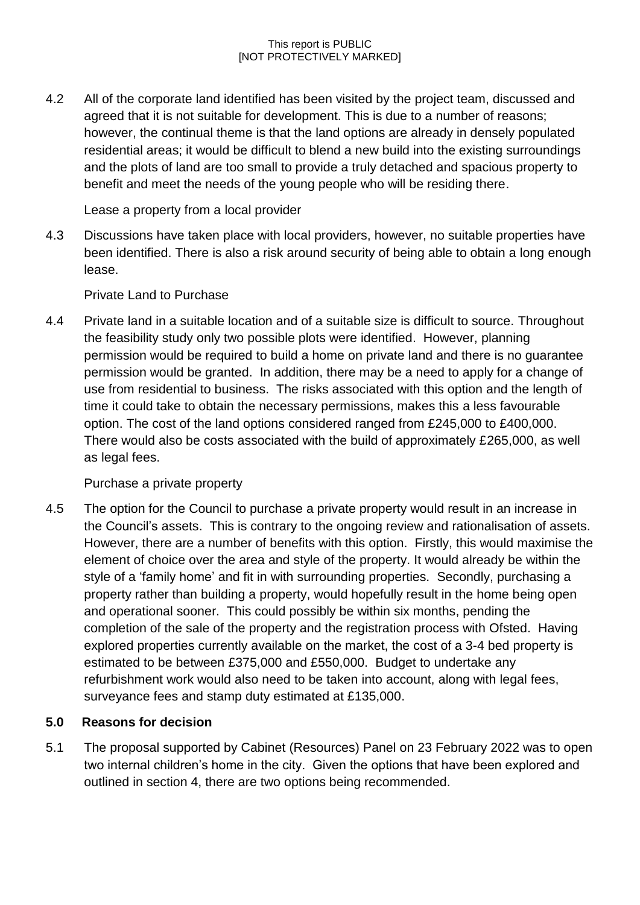4.2 All of the corporate land identified has been visited by the project team, discussed and agreed that it is not suitable for development. This is due to a number of reasons; however, the continual theme is that the land options are already in densely populated residential areas; it would be difficult to blend a new build into the existing surroundings and the plots of land are too small to provide a truly detached and spacious property to benefit and meet the needs of the young people who will be residing there.

Lease a property from a local provider

4.3 Discussions have taken place with local providers, however, no suitable properties have been identified. There is also a risk around security of being able to obtain a long enough lease.

Private Land to Purchase

4.4 Private land in a suitable location and of a suitable size is difficult to source. Throughout the feasibility study only two possible plots were identified. However, planning permission would be required to build a home on private land and there is no guarantee permission would be granted. In addition, there may be a need to apply for a change of use from residential to business. The risks associated with this option and the length of time it could take to obtain the necessary permissions, makes this a less favourable option. The cost of the land options considered ranged from £245,000 to £400,000. There would also be costs associated with the build of approximately £265,000, as well as legal fees.

Purchase a private property

4.5 The option for the Council to purchase a private property would result in an increase in the Council's assets. This is contrary to the ongoing review and rationalisation of assets. However, there are a number of benefits with this option. Firstly, this would maximise the element of choice over the area and style of the property. It would already be within the style of a 'family home' and fit in with surrounding properties. Secondly, purchasing a property rather than building a property, would hopefully result in the home being open and operational sooner. This could possibly be within six months, pending the completion of the sale of the property and the registration process with Ofsted. Having explored properties currently available on the market, the cost of a 3-4 bed property is estimated to be between £375,000 and £550,000. Budget to undertake any refurbishment work would also need to be taken into account, along with legal fees, surveyance fees and stamp duty estimated at £135,000.

## 5.0 Reasons for decision

5.1 The proposal supported by Cabinet (Resources) Panel on 23 February 2022 was to open two internal children's home in the city. Given the options that have been explored and outlined in section 4, there are two options being recommended.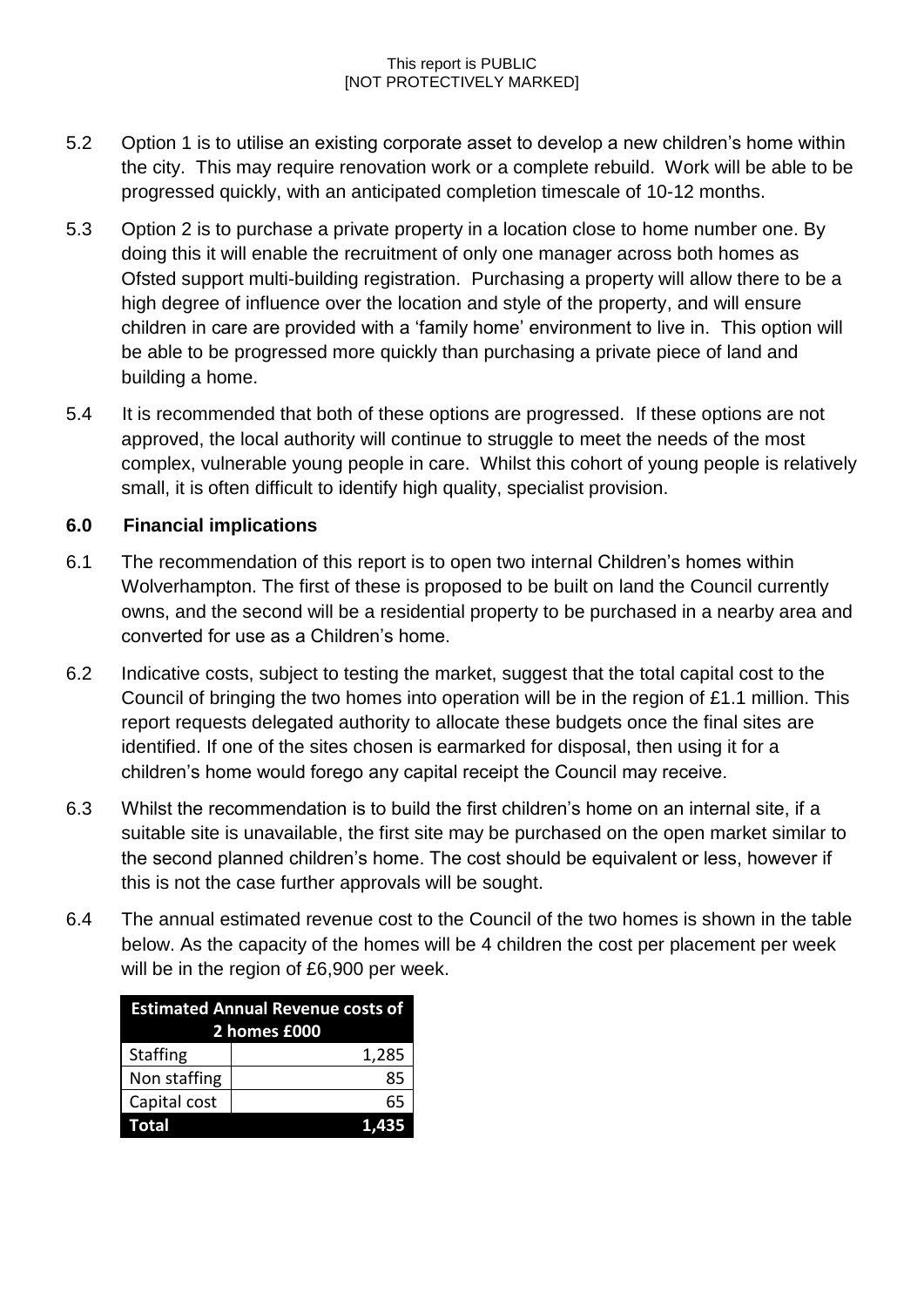5.2 Option 1 is to utilise an existing corporate asset to develop a new children's home within the city. This may require renovation work or a complete rebuild. Work will be able to be progressed quickly, with an anticipated completion timescale of 10-12 months.

5.3 Option 2 is to purchase a private property in a location close to home number one. By doing this it will enable the recruitment of only one manager across both homes as Ofsted support multi-building registration. Purchasing a property will allow there to be a high degree of influence over the location and style of the property, and will ensure children in care are provided with a 'family home' environment to live in. This option will be able to be progressed more quickly than purchasing a private piece of land and building a home.

5.4 It is recommended that both of these options are progressed. If these options are not approved, the local authority will continue to struggle to meet the needs of the most complex, vulnerable young people in care. Whilst this cohort of young people is relatively small, it is often difficult to identify high quality, specialist provision.

## 6.0 Financial implications

6.1 The recommendation of this report is to open two internal Children's homes within Wolverhampton. The first of these is proposed to be built on land the Council currently owns, and the second will be a residential property to be purchased in a nearby area and converted for use as a Children's home.

6.2 Indicative costs, subject to testing the market, suggest that the total capital cost to the Council of bringing the two homes into operation will be in the region of £1.1 million. This report requests delegated authority to allocate these budgets once the final sites are identified. If one of the sites chosen is earmarked for disposal, then using it for a children's home would forego any capital receipt the Council may receive.

6.3 Whilst the recommendation is to build the first children's home on an internal site, if a suitable site is unavailable, the first site may be purchased on the open market similar to the second planned children's home. The cost should be equivalent or less, however if this is not the case further approvals will be sought.

6.4 The annual estimated revenue cost to the Council of the two homes is shown in the table below. As the capacity of the homes will be 4 children the cost per placement per week will be in the region of £6,900 per week.

| Estimated Annual Revenue costs of 2 homes £000 | |
|---|---|
| Staffing | 1,285 |
| Non staffing | 85 |
| Capital cost | 65 |
| **Total** | **1,435** |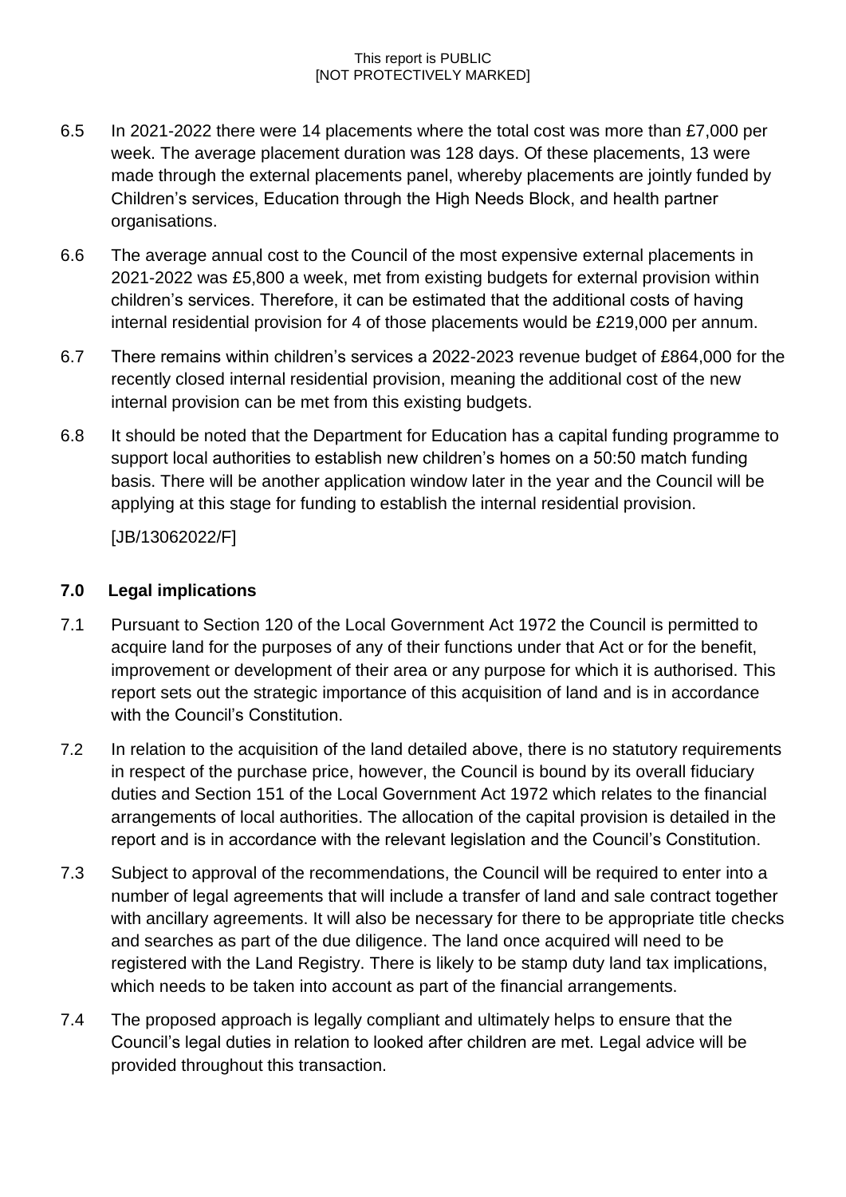6.5 In 2021-2022 there were 14 placements where the total cost was more than £7,000 per week. The average placement duration was 128 days. Of these placements, 13 were made through the external placements panel, whereby placements are jointly funded by Children's services, Education through the High Needs Block, and health partner organisations.

6.6 The average annual cost to the Council of the most expensive external placements in 2021-2022 was £5,800 a week, met from existing budgets for external provision within children's services. Therefore, it can be estimated that the additional costs of having internal residential provision for 4 of those placements would be £219,000 per annum.

6.7 There remains within children's services a 2022-2023 revenue budget of £864,000 for the recently closed internal residential provision, meaning the additional cost of the new internal provision can be met from this existing budgets.

6.8 It should be noted that the Department for Education has a capital funding programme to support local authorities to establish new children's homes on a 50:50 match funding basis. There will be another application window later in the year and the Council will be applying at this stage for funding to establish the internal residential provision.

[JB/13062022/F]

## 7.0 Legal implications

7.1 Pursuant to Section 120 of the Local Government Act 1972 the Council is permitted to acquire land for the purposes of any of their functions under that Act or for the benefit, improvement or development of their area or any purpose for which it is authorised. This report sets out the strategic importance of this acquisition of land and is in accordance with the Council's Constitution.

7.2 In relation to the acquisition of the land detailed above, there is no statutory requirements in respect of the purchase price, however, the Council is bound by its overall fiduciary duties and Section 151 of the Local Government Act 1972 which relates to the financial arrangements of local authorities. The allocation of the capital provision is detailed in the report and is in accordance with the relevant legislation and the Council's Constitution.

7.3 Subject to approval of the recommendations, the Council will be required to enter into a number of legal agreements that will include a transfer of land and sale contract together with ancillary agreements. It will also be necessary for there to be appropriate title checks and searches as part of the due diligence. The land once acquired will need to be registered with the Land Registry. There is likely to be stamp duty land tax implications, which needs to be taken into account as part of the financial arrangements.

7.4 The proposed approach is legally compliant and ultimately helps to ensure that the Council's legal duties in relation to looked after children are met. Legal advice will be provided throughout this transaction.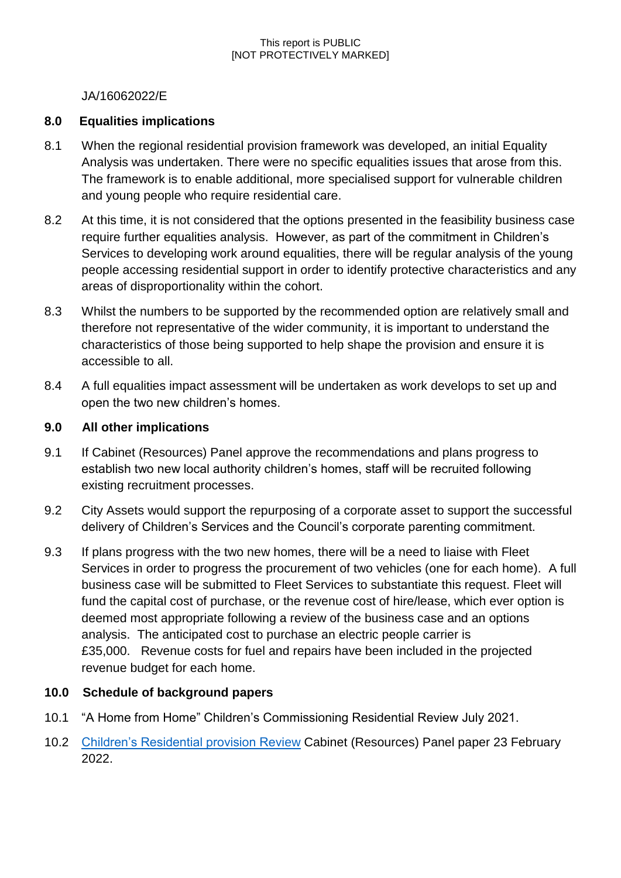JA/16062022/E

## 8.0 Equalities implications

8.1 When the regional residential provision framework was developed, an initial Equality Analysis was undertaken. There were no specific equalities issues that arose from this. The framework is to enable additional, more specialised support for vulnerable children and young people who require residential care.

8.2 At this time, it is not considered that the options presented in the feasibility business case require further equalities analysis. However, as part of the commitment in Children's Services to developing work around equalities, there will be regular analysis of the young people accessing residential support in order to identify protective characteristics and any areas of disproportionality within the cohort.

8.3 Whilst the numbers to be supported by the recommended option are relatively small and therefore not representative of the wider community, it is important to understand the characteristics of those being supported to help shape the provision and ensure it is accessible to all.

8.4 A full equalities impact assessment will be undertaken as work develops to set up and open the two new children's homes.

## 9.0 All other implications

9.1 If Cabinet (Resources) Panel approve the recommendations and plans progress to establish two new local authority children's homes, staff will be recruited following existing recruitment processes.

9.2 City Assets would support the repurposing of a corporate asset to support the successful delivery of Children's Services and the Council's corporate parenting commitment.

9.3 If plans progress with the two new homes, there will be a need to liaise with Fleet Services in order to progress the procurement of two vehicles (one for each home). A full business case will be submitted to Fleet Services to substantiate this request. Fleet will fund the capital cost of purchase, or the revenue cost of hire/lease, which ever option is deemed most appropriate following a review of the business case and an options analysis. The anticipated cost to purchase an electric people carrier is £35,000. Revenue costs for fuel and repairs have been included in the projected revenue budget for each home.

## 10.0 Schedule of background papers

10.1 "A Home from Home" Children's Commissioning Residential Review July 2021.

10.2 Children's Residential provision Review Cabinet (Resources) Panel paper 23 February 2022.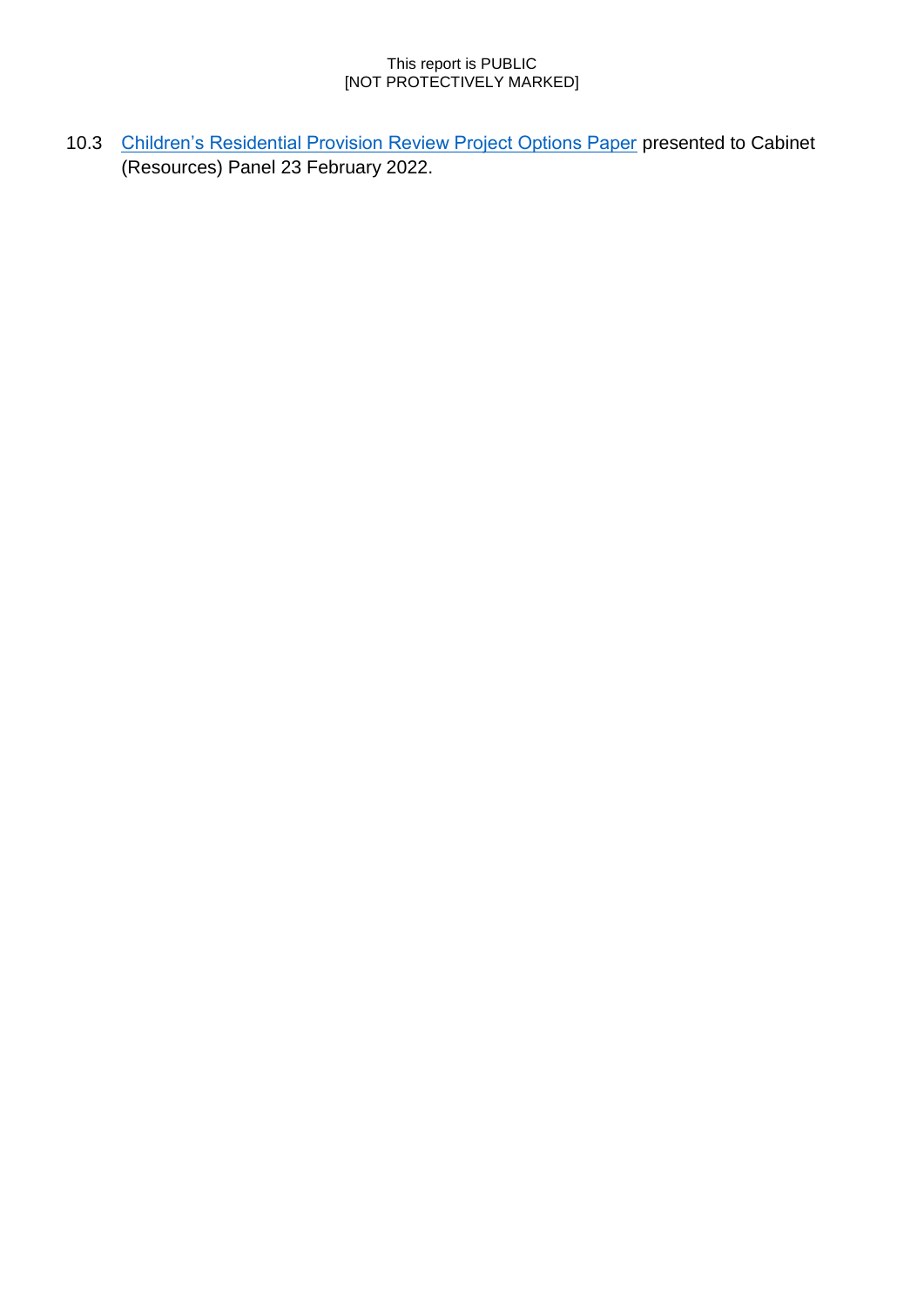10.3 Children's Residential Provision Review Project Options Paper presented to Cabinet (Resources) Panel 23 February 2022.